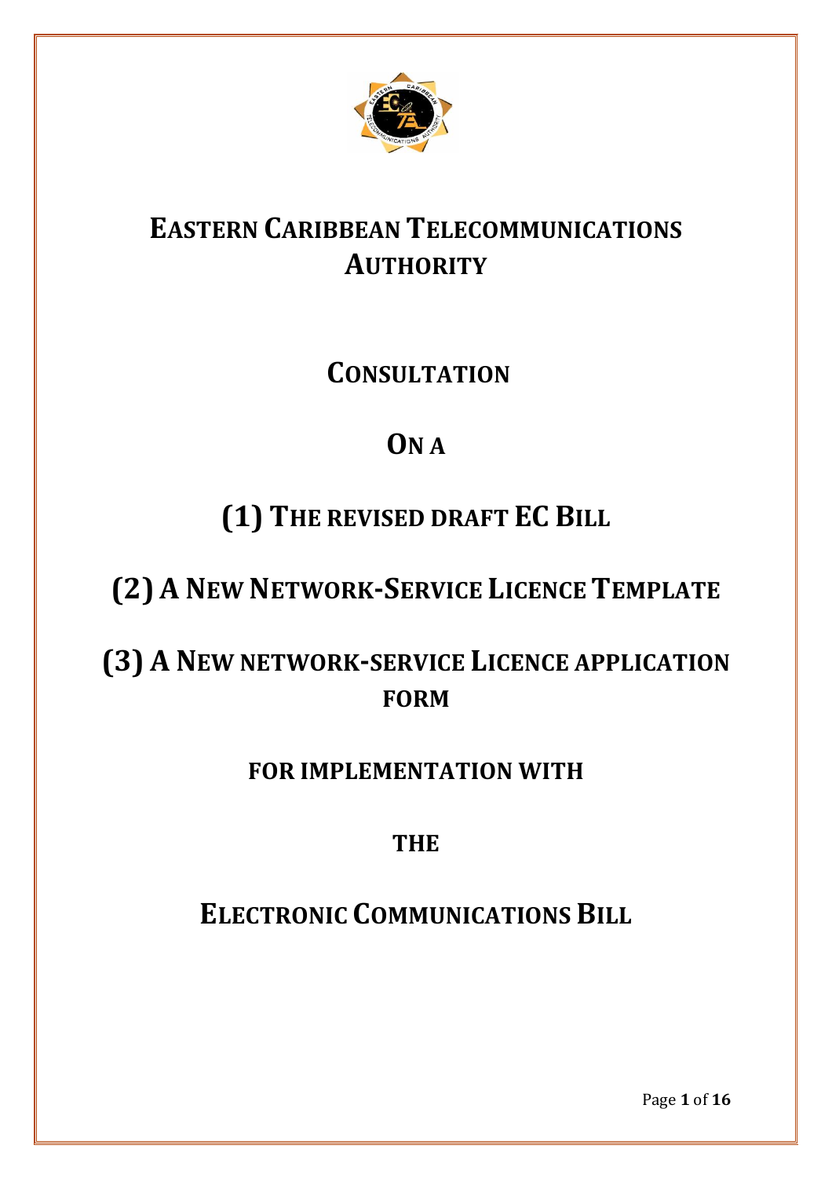# EASTERN CARIBBEAN TELECOMMUNICATIONS AUTHORITY

## CONSULTATION

## ON A

## (1) THE REVISED DRAFT EC BILL

## (2) A NEW NETWORK-SERVICE LICENCE TEMPLATE

## (3) A NEW NETWORK-SERVICE LICENCE APPLICATION FORM

## FOR IMPLEMENTATION WITH

## THE

## ELECTRONIC COMMUNICATIONS BILL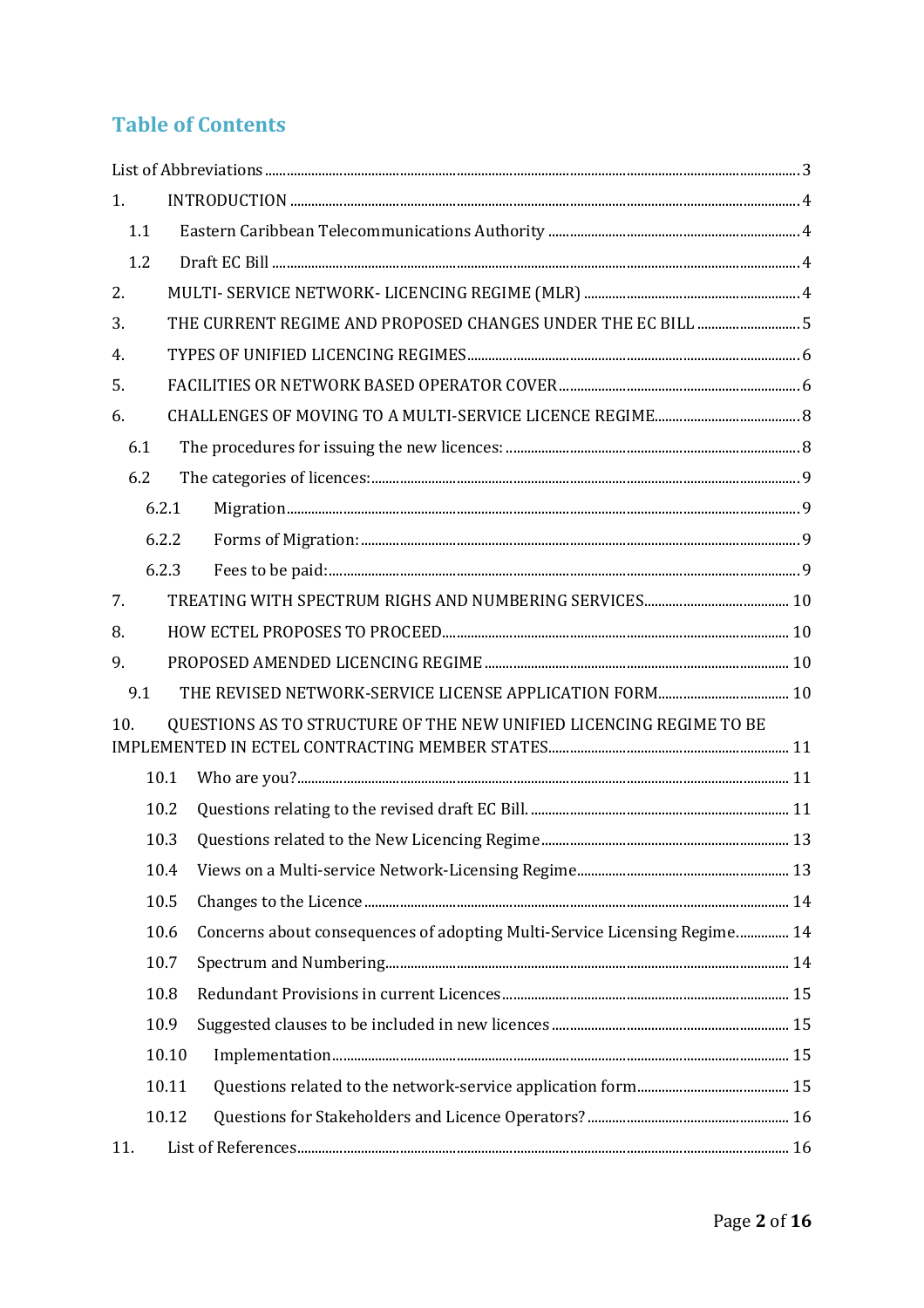# Table of Contents

List of Abbreviations ..... 3

1. INTRODUCTION ..... 4
   - 1.1 Eastern Caribbean Telecommunications Authority ..... 4
   - 1.2 Draft EC Bill ..... 4
2. MULTI- SERVICE NETWORK- LICENCING REGIME (MLR) ..... 4
3. THE CURRENT REGIME AND PROPOSED CHANGES UNDER THE EC BILL ..... 5
4. TYPES OF UNIFIED LICENCING REGIMES ..... 6
5. FACILITIES OR NETWORK BASED OPERATOR COVER ..... 6
6. CHALLENGES OF MOVING TO A MULTI-SERVICE LICENCE REGIME ..... 8
   - 6.1 The procedures for issuing the new licences: ..... 8
   - 6.2 The categories of licences: ..... 9
     - 6.2.1 Migration ..... 9
     - 6.2.2 Forms of Migration: ..... 9
     - 6.2.3 Fees to be paid: ..... 9
7. TREATING WITH SPECTRUM RIGHS AND NUMBERING SERVICES ..... 10
8. HOW ECTEL PROPOSES TO PROCEED ..... 10
9. PROPOSED AMENDED LICENCING REGIME ..... 10
   - 9.1 THE REVISED NETWORK-SERVICE LICENSE APPLICATION FORM ..... 10
10. QUESTIONS AS TO STRUCTURE OF THE NEW UNIFIED LICENCING REGIME TO BE IMPLEMENTED IN ECTEL CONTRACTING MEMBER STATES ..... 11
    - 10.1 Who are you? ..... 11
    - 10.2 Questions relating to the revised draft EC Bill. ..... 11
    - 10.3 Questions related to the New Licencing Regime ..... 13
    - 10.4 Views on a Multi-service Network-Licensing Regime ..... 13
    - 10.5 Changes to the Licence ..... 14
    - 10.6 Concerns about consequences of adopting Multi-Service Licensing Regime ..... 14
    - 10.7 Spectrum and Numbering ..... 14
    - 10.8 Redundant Provisions in current Licences ..... 15
    - 10.9 Suggested clauses to be included in new licences ..... 15
    - 10.10 Implementation ..... 15
    - 10.11 Questions related to the network-service application form ..... 15
    - 10.12 Questions for Stakeholders and Licence Operators? ..... 16
11. List of References ..... 16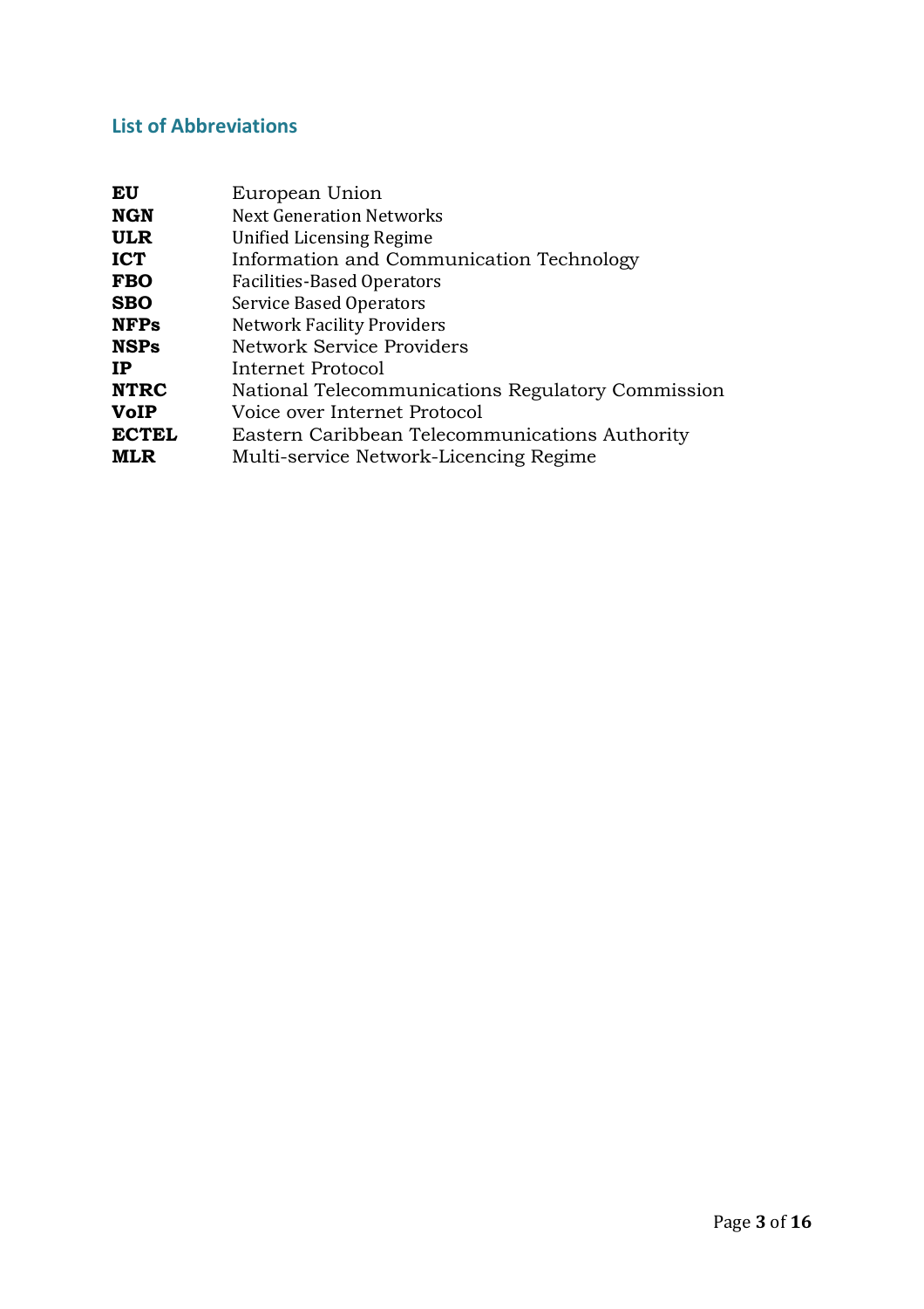## List of Abbreviations

| | |
|---|---|
| **EU** | European Union |
| **NGN** | Next Generation Networks |
| **ULR** | Unified Licensing Regime |
| **ICT** | Information and Communication Technology |
| **FBO** | Facilities-Based Operators |
| **SBO** | Service Based Operators |
| **NFPs** | Network Facility Providers |
| **NSPs** | Network Service Providers |
| **IP** | Internet Protocol |
| **NTRC** | National Telecommunications Regulatory Commission |
| **VoIP** | Voice over Internet Protocol |
| **ECTEL** | Eastern Caribbean Telecommunications Authority |
| **MLR** | Multi-service Network-Licencing Regime |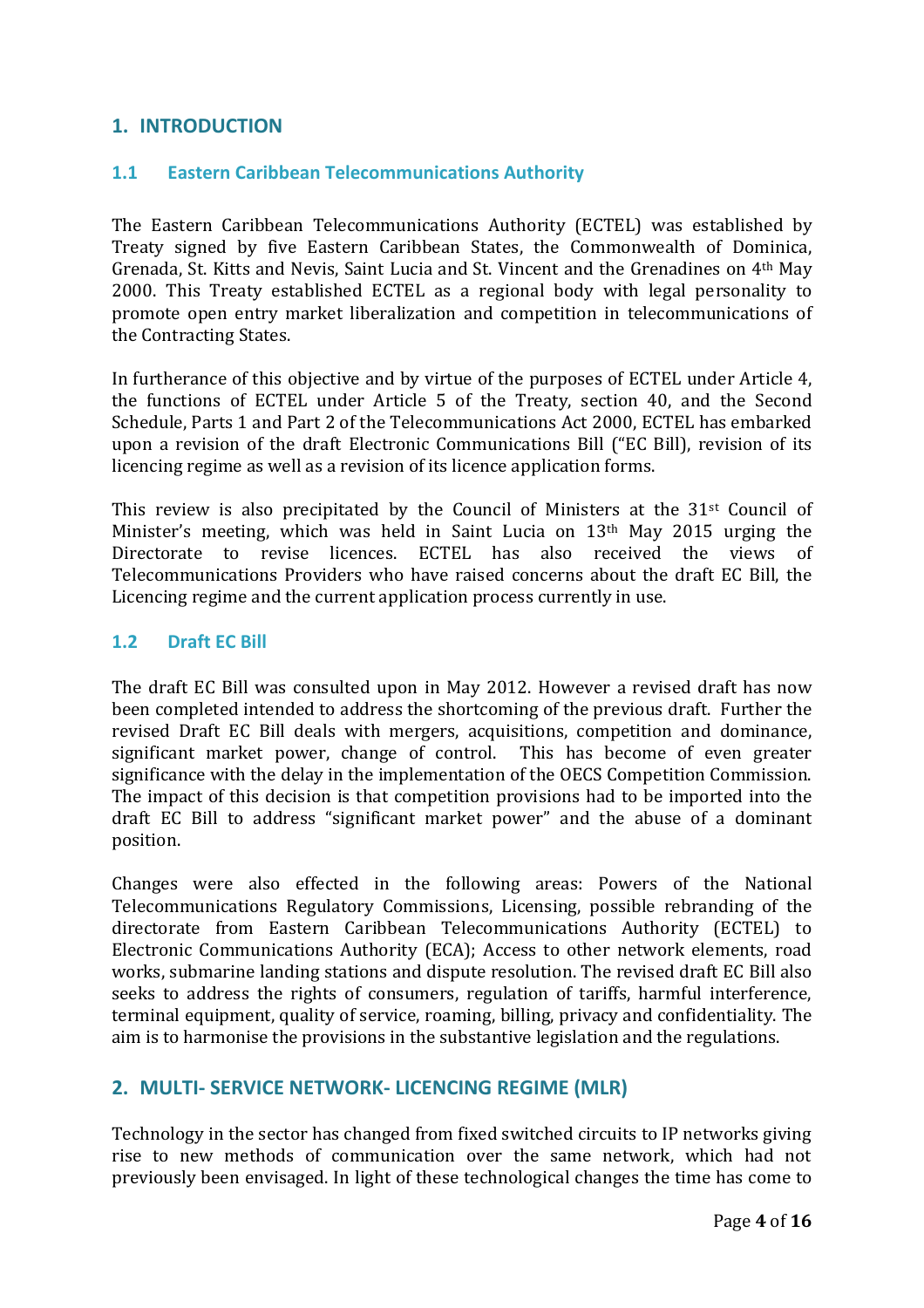## 1. INTRODUCTION

### 1.1 Eastern Caribbean Telecommunications Authority

The Eastern Caribbean Telecommunications Authority (ECTEL) was established by Treaty signed by five Eastern Caribbean States, the Commonwealth of Dominica, Grenada, St. Kitts and Nevis, Saint Lucia and St. Vincent and the Grenadines on 4th May 2000. This Treaty established ECTEL as a regional body with legal personality to promote open entry market liberalization and competition in telecommunications of the Contracting States.

In furtherance of this objective and by virtue of the purposes of ECTEL under Article 4, the functions of ECTEL under Article 5 of the Treaty, section 40, and the Second Schedule, Parts 1 and Part 2 of the Telecommunications Act 2000, ECTEL has embarked upon a revision of the draft Electronic Communications Bill ("EC Bill), revision of its licencing regime as well as a revision of its licence application forms.

This review is also precipitated by the Council of Ministers at the 31st Council of Minister's meeting, which was held in Saint Lucia on 13th May 2015 urging the Directorate to revise licences. ECTEL has also received the views of Telecommunications Providers who have raised concerns about the draft EC Bill, the Licencing regime and the current application process currently in use.

### 1.2 Draft EC Bill

The draft EC Bill was consulted upon in May 2012. However a revised draft has now been completed intended to address the shortcoming of the previous draft. Further the revised Draft EC Bill deals with mergers, acquisitions, competition and dominance, significant market power, change of control. This has become of even greater significance with the delay in the implementation of the OECS Competition Commission. The impact of this decision is that competition provisions had to be imported into the draft EC Bill to address "significant market power" and the abuse of a dominant position.

Changes were also effected in the following areas: Powers of the National Telecommunications Regulatory Commissions, Licensing, possible rebranding of the directorate from Eastern Caribbean Telecommunications Authority (ECTEL) to Electronic Communications Authority (ECA); Access to other network elements, road works, submarine landing stations and dispute resolution. The revised draft EC Bill also seeks to address the rights of consumers, regulation of tariffs, harmful interference, terminal equipment, quality of service, roaming, billing, privacy and confidentiality. The aim is to harmonise the provisions in the substantive legislation and the regulations.

## 2. MULTI- SERVICE NETWORK- LICENCING REGIME (MLR)

Technology in the sector has changed from fixed switched circuits to IP networks giving rise to new methods of communication over the same network, which had not previously been envisaged. In light of these technological changes the time has come to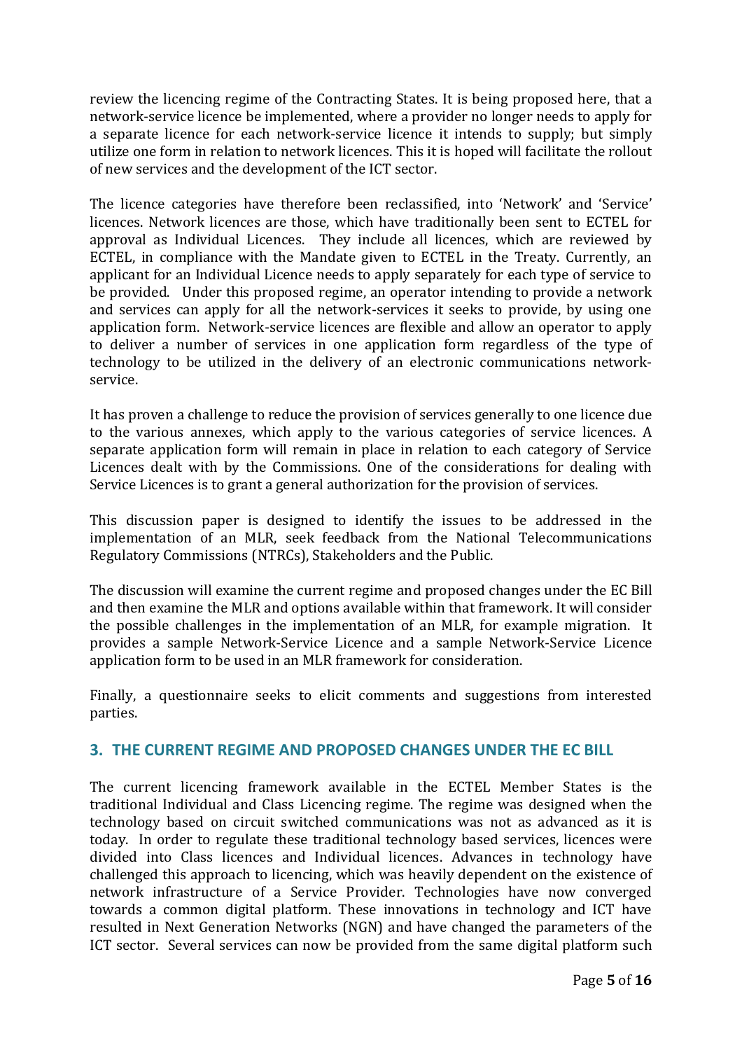review the licencing regime of the Contracting States. It is being proposed here, that a network-service licence be implemented, where a provider no longer needs to apply for a separate licence for each network-service licence it intends to supply; but simply utilize one form in relation to network licences. This it is hoped will facilitate the rollout of new services and the development of the ICT sector.

The licence categories have therefore been reclassified, into 'Network' and 'Service' licences. Network licences are those, which have traditionally been sent to ECTEL for approval as Individual Licences. They include all licences, which are reviewed by ECTEL, in compliance with the Mandate given to ECTEL in the Treaty. Currently, an applicant for an Individual Licence needs to apply separately for each type of service to be provided. Under this proposed regime, an operator intending to provide a network and services can apply for all the network-services it seeks to provide, by using one application form. Network-service licences are flexible and allow an operator to apply to deliver a number of services in one application form regardless of the type of technology to be utilized in the delivery of an electronic communications network-service.

It has proven a challenge to reduce the provision of services generally to one licence due to the various annexes, which apply to the various categories of service licences. A separate application form will remain in place in relation to each category of Service Licences dealt with by the Commissions. One of the considerations for dealing with Service Licences is to grant a general authorization for the provision of services.

This discussion paper is designed to identify the issues to be addressed in the implementation of an MLR, seek feedback from the National Telecommunications Regulatory Commissions (NTRCs), Stakeholders and the Public.

The discussion will examine the current regime and proposed changes under the EC Bill and then examine the MLR and options available within that framework. It will consider the possible challenges in the implementation of an MLR, for example migration. It provides a sample Network-Service Licence and a sample Network-Service Licence application form to be used in an MLR framework for consideration.

Finally, a questionnaire seeks to elicit comments and suggestions from interested parties.

## 3. THE CURRENT REGIME AND PROPOSED CHANGES UNDER THE EC BILL

The current licencing framework available in the ECTEL Member States is the traditional Individual and Class Licencing regime. The regime was designed when the technology based on circuit switched communications was not as advanced as it is today. In order to regulate these traditional technology based services, licences were divided into Class licences and Individual licences. Advances in technology have challenged this approach to licencing, which was heavily dependent on the existence of network infrastructure of a Service Provider. Technologies have now converged towards a common digital platform. These innovations in technology and ICT have resulted in Next Generation Networks (NGN) and have changed the parameters of the ICT sector. Several services can now be provided from the same digital platform such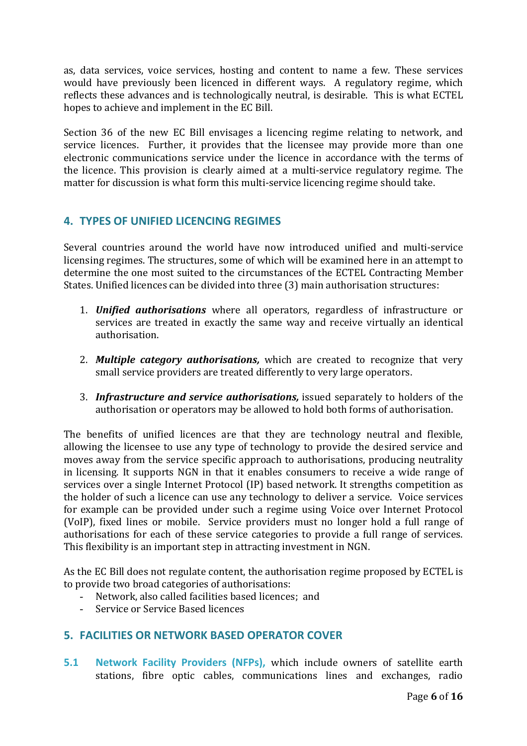as, data services, voice services, hosting and content to name a few. These services would have previously been licenced in different ways. A regulatory regime, which reflects these advances and is technologically neutral, is desirable. This is what ECTEL hopes to achieve and implement in the EC Bill.

Section 36 of the new EC Bill envisages a licencing regime relating to network, and service licences. Further, it provides that the licensee may provide more than one electronic communications service under the licence in accordance with the terms of the licence. This provision is clearly aimed at a multi-service regulatory regime. The matter for discussion is what form this multi-service licencing regime should take.

## 4. TYPES OF UNIFIED LICENCING REGIMES

Several countries around the world have now introduced unified and multi-service licensing regimes. The structures, some of which will be examined here in an attempt to determine the one most suited to the circumstances of the ECTEL Contracting Member States. Unified licences can be divided into three (3) main authorisation structures:

1. ***Unified authorisations*** where all operators, regardless of infrastructure or services are treated in exactly the same way and receive virtually an identical authorisation.

2. ***Multiple category authorisations,*** which are created to recognize that very small service providers are treated differently to very large operators.

3. ***Infrastructure and service authorisations,*** issued separately to holders of the authorisation or operators may be allowed to hold both forms of authorisation.

The benefits of unified licences are that they are technology neutral and flexible, allowing the licensee to use any type of technology to provide the desired service and moves away from the service specific approach to authorisations, producing neutrality in licensing. It supports NGN in that it enables consumers to receive a wide range of services over a single Internet Protocol (IP) based network. It strengths competition as the holder of such a licence can use any technology to deliver a service. Voice services for example can be provided under such a regime using Voice over Internet Protocol (VoIP), fixed lines or mobile. Service providers must no longer hold a full range of authorisations for each of these service categories to provide a full range of services. This flexibility is an important step in attracting investment in NGN.

As the EC Bill does not regulate content, the authorisation regime proposed by ECTEL is to provide two broad categories of authorisations:

- Network, also called facilities based licences; and
- Service or Service Based licences

## 5. FACILITIES OR NETWORK BASED OPERATOR COVER

**5.1 Network Facility Providers (NFPs),** which include owners of satellite earth stations, fibre optic cables, communications lines and exchanges, radio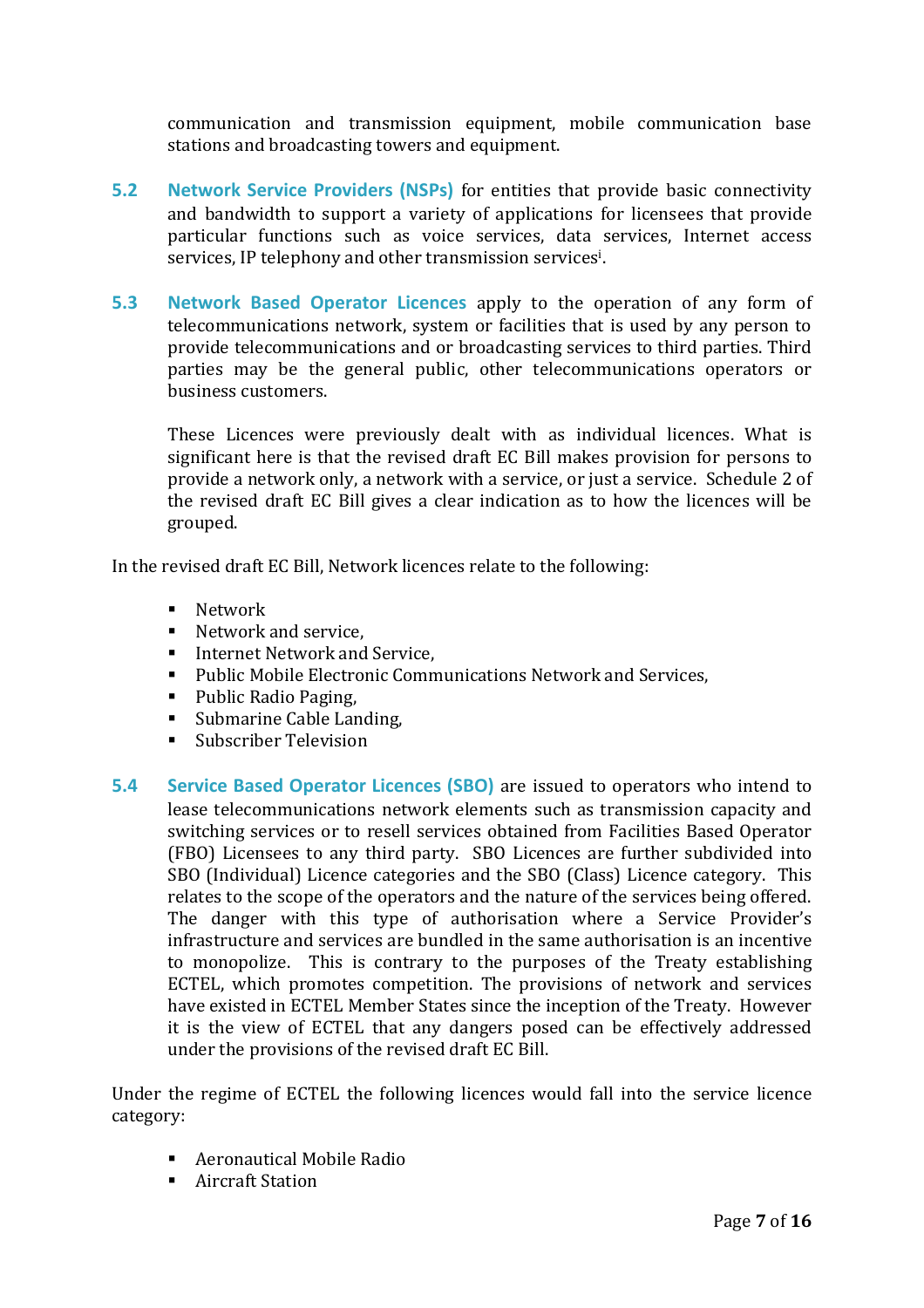communication and transmission equipment, mobile communication base stations and broadcasting towers and equipment.

**5.2 Network Service Providers (NSPs)** for entities that provide basic connectivity and bandwidth to support a variety of applications for licensees that provide particular functions such as voice services, data services, Internet access services, IP telephony and other transmission services[i].

**5.3 Network Based Operator Licences** apply to the operation of any form of telecommunications network, system or facilities that is used by any person to provide telecommunications and or broadcasting services to third parties. Third parties may be the general public, other telecommunications operators or business customers.

These Licences were previously dealt with as individual licences. What is significant here is that the revised draft EC Bill makes provision for persons to provide a network only, a network with a service, or just a service. Schedule 2 of the revised draft EC Bill gives a clear indication as to how the licences will be grouped.

In the revised draft EC Bill, Network licences relate to the following:

- Network
- Network and service,
- Internet Network and Service,
- Public Mobile Electronic Communications Network and Services,
- Public Radio Paging,
- Submarine Cable Landing,
- Subscriber Television

**5.4 Service Based Operator Licences (SBO)** are issued to operators who intend to lease telecommunications network elements such as transmission capacity and switching services or to resell services obtained from Facilities Based Operator (FBO) Licensees to any third party. SBO Licences are further subdivided into SBO (Individual) Licence categories and the SBO (Class) Licence category. This relates to the scope of the operators and the nature of the services being offered. The danger with this type of authorisation where a Service Provider's infrastructure and services are bundled in the same authorisation is an incentive to monopolize. This is contrary to the purposes of the Treaty establishing ECTEL, which promotes competition. The provisions of network and services have existed in ECTEL Member States since the inception of the Treaty. However it is the view of ECTEL that any dangers posed can be effectively addressed under the provisions of the revised draft EC Bill.

Under the regime of ECTEL the following licences would fall into the service licence category:

- Aeronautical Mobile Radio
- Aircraft Station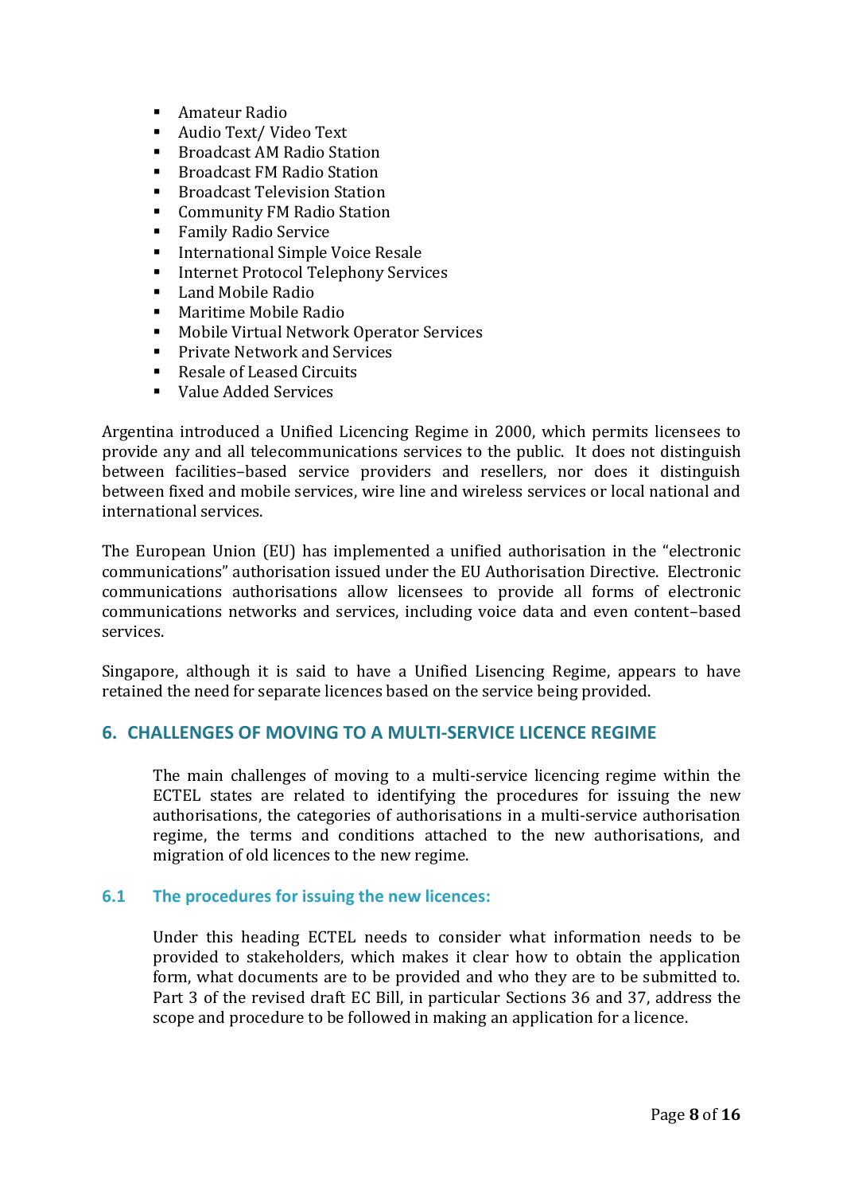- Amateur Radio
- Audio Text/ Video Text
- Broadcast AM Radio Station
- Broadcast FM Radio Station
- Broadcast Television Station
- Community FM Radio Station
- Family Radio Service
- International Simple Voice Resale
- Internet Protocol Telephony Services
- Land Mobile Radio
- Maritime Mobile Radio
- Mobile Virtual Network Operator Services
- Private Network and Services
- Resale of Leased Circuits
- Value Added Services

Argentina introduced a Unified Licencing Regime in 2000, which permits licensees to provide any and all telecommunications services to the public. It does not distinguish between facilities–based service providers and resellers, nor does it distinguish between fixed and mobile services, wire line and wireless services or local national and international services.

The European Union (EU) has implemented a unified authorisation in the "electronic communications" authorisation issued under the EU Authorisation Directive. Electronic communications authorisations allow licensees to provide all forms of electronic communications networks and services, including voice data and even content–based services.

Singapore, although it is said to have a Unified Lisencing Regime, appears to have retained the need for separate licences based on the service being provided.

## 6. CHALLENGES OF MOVING TO A MULTI-SERVICE LICENCE REGIME

The main challenges of moving to a multi-service licencing regime within the ECTEL states are related to identifying the procedures for issuing the new authorisations, the categories of authorisations in a multi-service authorisation regime, the terms and conditions attached to the new authorisations, and migration of old licences to the new regime.

### 6.1 The procedures for issuing the new licences:

Under this heading ECTEL needs to consider what information needs to be provided to stakeholders, which makes it clear how to obtain the application form, what documents are to be provided and who they are to be submitted to. Part 3 of the revised draft EC Bill, in particular Sections 36 and 37, address the scope and procedure to be followed in making an application for a licence.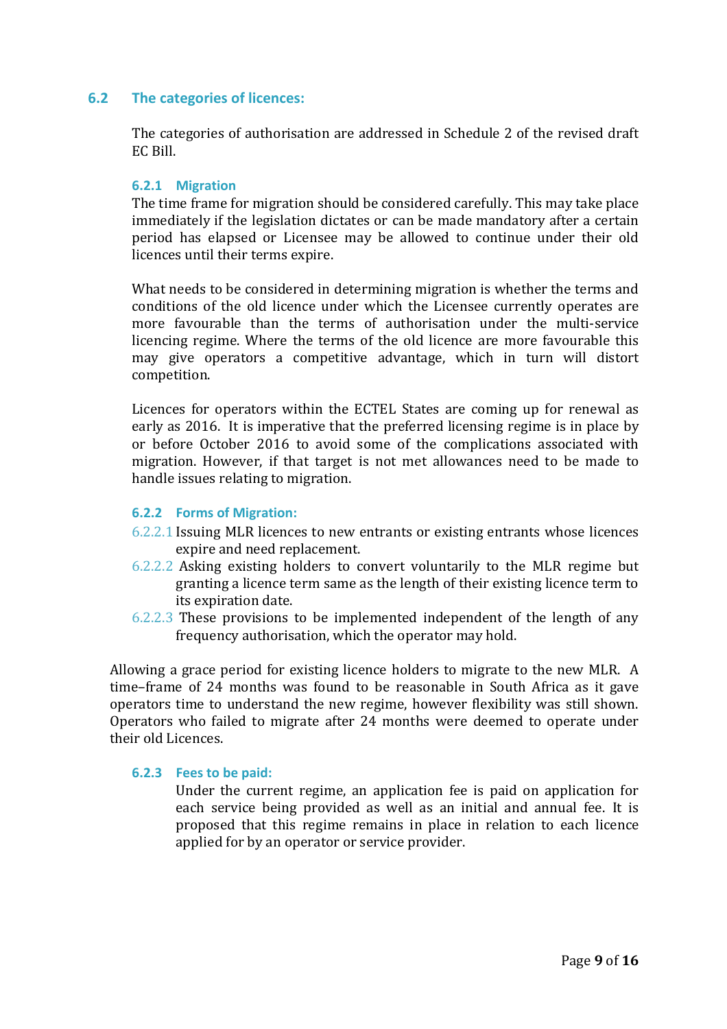## 6.2 The categories of licences:

The categories of authorisation are addressed in Schedule 2 of the revised draft EC Bill.

### 6.2.1 Migration

The time frame for migration should be considered carefully. This may take place immediately if the legislation dictates or can be made mandatory after a certain period has elapsed or Licensee may be allowed to continue under their old licences until their terms expire.

What needs to be considered in determining migration is whether the terms and conditions of the old licence under which the Licensee currently operates are more favourable than the terms of authorisation under the multi-service licencing regime. Where the terms of the old licence are more favourable this may give operators a competitive advantage, which in turn will distort competition.

Licences for operators within the ECTEL States are coming up for renewal as early as 2016. It is imperative that the preferred licensing regime is in place by or before October 2016 to avoid some of the complications associated with migration. However, if that target is not met allowances need to be made to handle issues relating to migration.

### 6.2.2 Forms of Migration:

6.2.2.1 Issuing MLR licences to new entrants or existing entrants whose licences expire and need replacement.

6.2.2.2 Asking existing holders to convert voluntarily to the MLR regime but granting a licence term same as the length of their existing licence term to its expiration date.

6.2.2.3 These provisions to be implemented independent of the length of any frequency authorisation, which the operator may hold.

Allowing a grace period for existing licence holders to migrate to the new MLR. A time–frame of 24 months was found to be reasonable in South Africa as it gave operators time to understand the new regime, however flexibility was still shown. Operators who failed to migrate after 24 months were deemed to operate under their old Licences.

### 6.2.3 Fees to be paid:

Under the current regime, an application fee is paid on application for each service being provided as well as an initial and annual fee. It is proposed that this regime remains in place in relation to each licence applied for by an operator or service provider.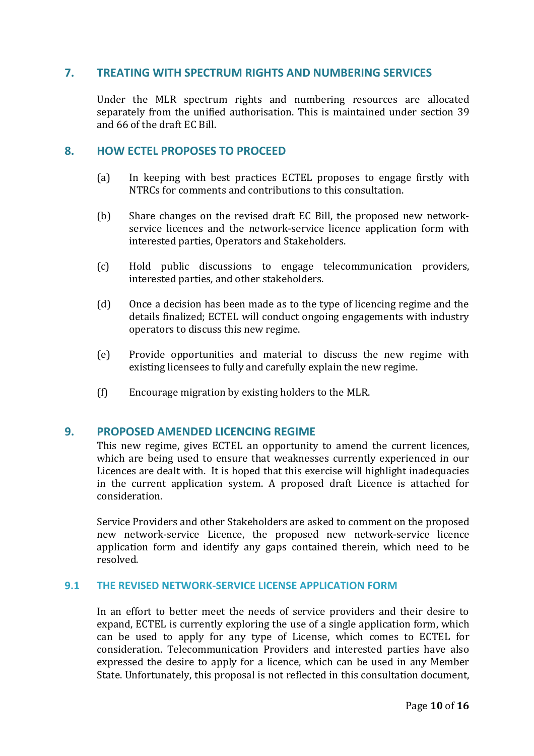## 7. TREATING WITH SPECTRUM RIGHTS AND NUMBERING SERVICES

Under the MLR spectrum rights and numbering resources are allocated separately from the unified authorisation. This is maintained under section 39 and 66 of the draft EC Bill.

## 8. HOW ECTEL PROPOSES TO PROCEED

(a) In keeping with best practices ECTEL proposes to engage firstly with NTRCs for comments and contributions to this consultation.

(b) Share changes on the revised draft EC Bill, the proposed new network-service licences and the network-service licence application form with interested parties, Operators and Stakeholders.

(c) Hold public discussions to engage telecommunication providers, interested parties, and other stakeholders.

(d) Once a decision has been made as to the type of licencing regime and the details finalized; ECTEL will conduct ongoing engagements with industry operators to discuss this new regime.

(e) Provide opportunities and material to discuss the new regime with existing licensees to fully and carefully explain the new regime.

(f) Encourage migration by existing holders to the MLR.

## 9. PROPOSED AMENDED LICENCING REGIME

This new regime, gives ECTEL an opportunity to amend the current licences, which are being used to ensure that weaknesses currently experienced in our Licences are dealt with. It is hoped that this exercise will highlight inadequacies in the current application system. A proposed draft Licence is attached for consideration.

Service Providers and other Stakeholders are asked to comment on the proposed new network-service Licence, the proposed new network-service licence application form and identify any gaps contained therein, which need to be resolved.

### 9.1 THE REVISED NETWORK-SERVICE LICENSE APPLICATION FORM

In an effort to better meet the needs of service providers and their desire to expand, ECTEL is currently exploring the use of a single application form, which can be used to apply for any type of License, which comes to ECTEL for consideration. Telecommunication Providers and interested parties have also expressed the desire to apply for a licence, which can be used in any Member State. Unfortunately, this proposal is not reflected in this consultation document,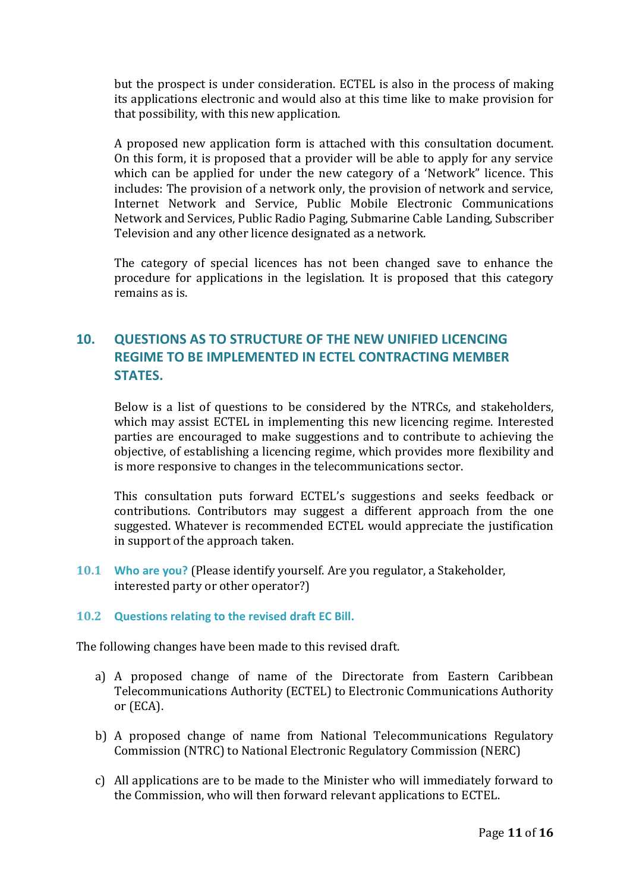but the prospect is under consideration. ECTEL is also in the process of making its applications electronic and would also at this time like to make provision for that possibility, with this new application.

A proposed new application form is attached with this consultation document. On this form, it is proposed that a provider will be able to apply for any service which can be applied for under the new category of a 'Network" licence. This includes: The provision of a network only, the provision of network and service, Internet Network and Service, Public Mobile Electronic Communications Network and Services, Public Radio Paging, Submarine Cable Landing, Subscriber Television and any other licence designated as a network.

The category of special licences has not been changed save to enhance the procedure for applications in the legislation. It is proposed that this category remains as is.

## 10. QUESTIONS AS TO STRUCTURE OF THE NEW UNIFIED LICENCING REGIME TO BE IMPLEMENTED IN ECTEL CONTRACTING MEMBER STATES.

Below is a list of questions to be considered by the NTRCs, and stakeholders, which may assist ECTEL in implementing this new licencing regime. Interested parties are encouraged to make suggestions and to contribute to achieving the objective, of establishing a licencing regime, which provides more flexibility and is more responsive to changes in the telecommunications sector.

This consultation puts forward ECTEL's suggestions and seeks feedback or contributions. Contributors may suggest a different approach from the one suggested. Whatever is recommended ECTEL would appreciate the justification in support of the approach taken.

**10.1 Who are you?** (Please identify yourself. Are you regulator, a Stakeholder, interested party or other operator?)

### 10.2 Questions relating to the revised draft EC Bill.

The following changes have been made to this revised draft.

a) A proposed change of name of the Directorate from Eastern Caribbean Telecommunications Authority (ECTEL) to Electronic Communications Authority or (ECA).

b) A proposed change of name from National Telecommunications Regulatory Commission (NTRC) to National Electronic Regulatory Commission (NERC)

c) All applications are to be made to the Minister who will immediately forward to the Commission, who will then forward relevant applications to ECTEL.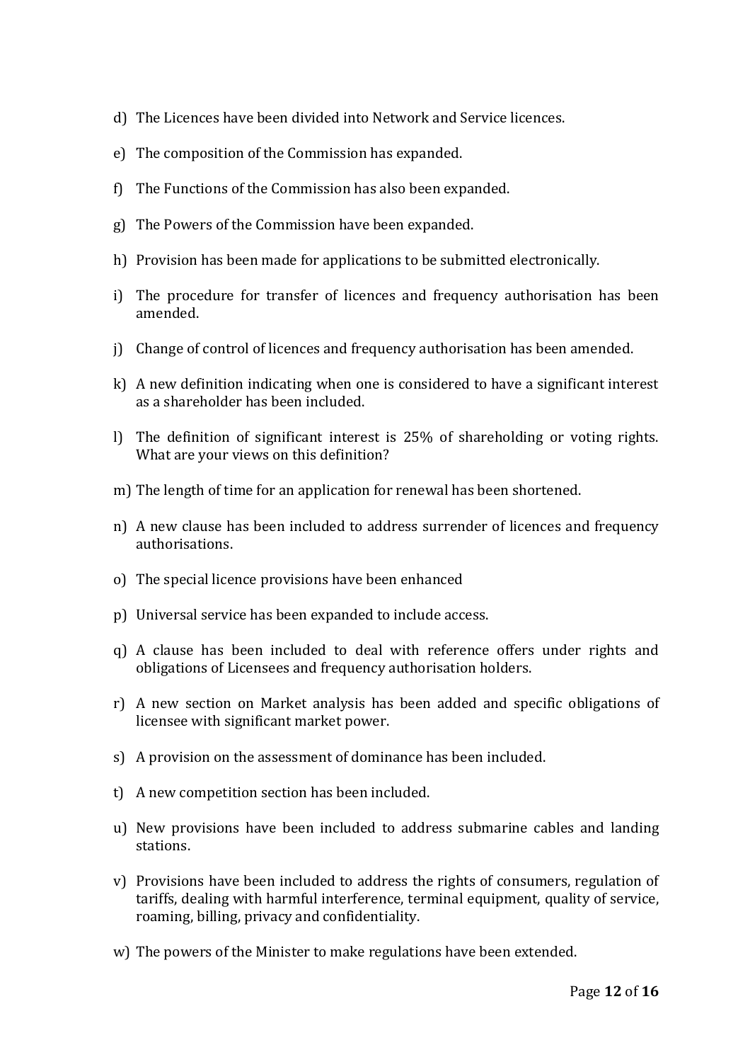d) The Licences have been divided into Network and Service licences.

e) The composition of the Commission has expanded.

f) The Functions of the Commission has also been expanded.

g) The Powers of the Commission have been expanded.

h) Provision has been made for applications to be submitted electronically.

i) The procedure for transfer of licences and frequency authorisation has been amended.

j) Change of control of licences and frequency authorisation has been amended.

k) A new definition indicating when one is considered to have a significant interest as a shareholder has been included.

l) The definition of significant interest is 25% of shareholding or voting rights. What are your views on this definition?

m) The length of time for an application for renewal has been shortened.

n) A new clause has been included to address surrender of licences and frequency authorisations.

o) The special licence provisions have been enhanced

p) Universal service has been expanded to include access.

q) A clause has been included to deal with reference offers under rights and obligations of Licensees and frequency authorisation holders.

r) A new section on Market analysis has been added and specific obligations of licensee with significant market power.

s) A provision on the assessment of dominance has been included.

t) A new competition section has been included.

u) New provisions have been included to address submarine cables and landing stations.

v) Provisions have been included to address the rights of consumers, regulation of tariffs, dealing with harmful interference, terminal equipment, quality of service, roaming, billing, privacy and confidentiality.

w) The powers of the Minister to make regulations have been extended.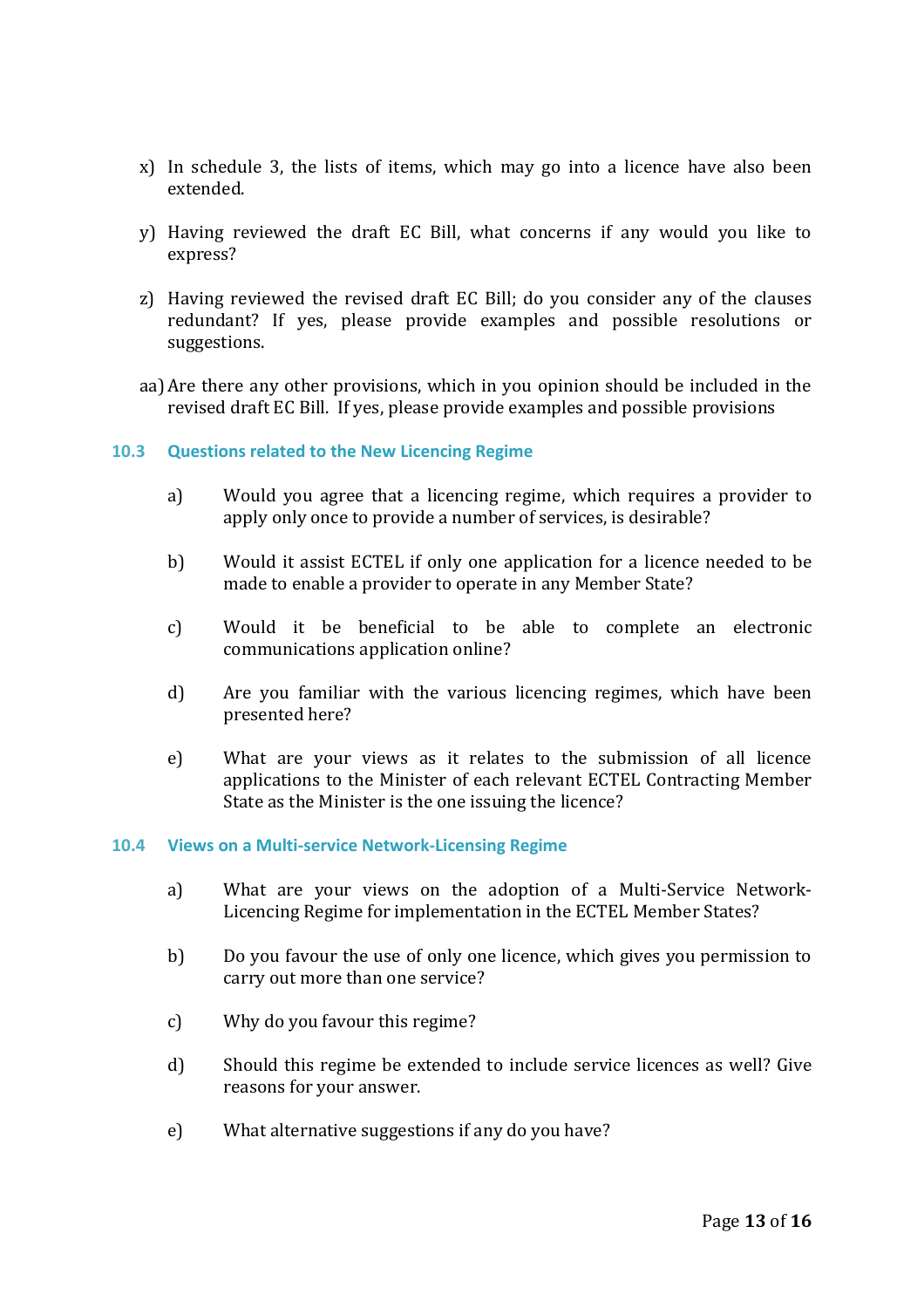x) In schedule 3, the lists of items, which may go into a licence have also been extended.

y) Having reviewed the draft EC Bill, what concerns if any would you like to express?

z) Having reviewed the revised draft EC Bill; do you consider any of the clauses redundant? If yes, please provide examples and possible resolutions or suggestions.

aa) Are there any other provisions, which in you opinion should be included in the revised draft EC Bill. If yes, please provide examples and possible provisions

### 10.3 Questions related to the New Licencing Regime

a) Would you agree that a licencing regime, which requires a provider to apply only once to provide a number of services, is desirable?

b) Would it assist ECTEL if only one application for a licence needed to be made to enable a provider to operate in any Member State?

c) Would it be beneficial to be able to complete an electronic communications application online?

d) Are you familiar with the various licencing regimes, which have been presented here?

e) What are your views as it relates to the submission of all licence applications to the Minister of each relevant ECTEL Contracting Member State as the Minister is the one issuing the licence?

### 10.4 Views on a Multi-service Network-Licensing Regime

a) What are your views on the adoption of a Multi-Service Network-Licencing Regime for implementation in the ECTEL Member States?

b) Do you favour the use of only one licence, which gives you permission to carry out more than one service?

c) Why do you favour this regime?

d) Should this regime be extended to include service licences as well? Give reasons for your answer.

e) What alternative suggestions if any do you have?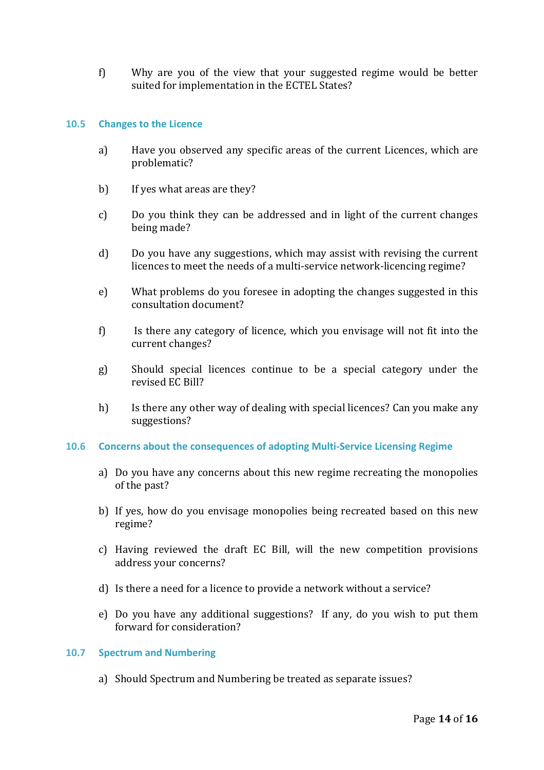f) Why are you of the view that your suggested regime would be better suited for implementation in the ECTEL States?

### 10.5 Changes to the Licence

a) Have you observed any specific areas of the current Licences, which are problematic?

b) If yes what areas are they?

c) Do you think they can be addressed and in light of the current changes being made?

d) Do you have any suggestions, which may assist with revising the current licences to meet the needs of a multi-service network-licencing regime?

e) What problems do you foresee in adopting the changes suggested in this consultation document?

f) Is there any category of licence, which you envisage will not fit into the current changes?

g) Should special licences continue to be a special category under the revised EC Bill?

h) Is there any other way of dealing with special licences? Can you make any suggestions?

### 10.6 Concerns about the consequences of adopting Multi-Service Licensing Regime

a) Do you have any concerns about this new regime recreating the monopolies of the past?

b) If yes, how do you envisage monopolies being recreated based on this new regime?

c) Having reviewed the draft EC Bill, will the new competition provisions address your concerns?

d) Is there a need for a licence to provide a network without a service?

e) Do you have any additional suggestions? If any, do you wish to put them forward for consideration?

### 10.7 Spectrum and Numbering

a) Should Spectrum and Numbering be treated as separate issues?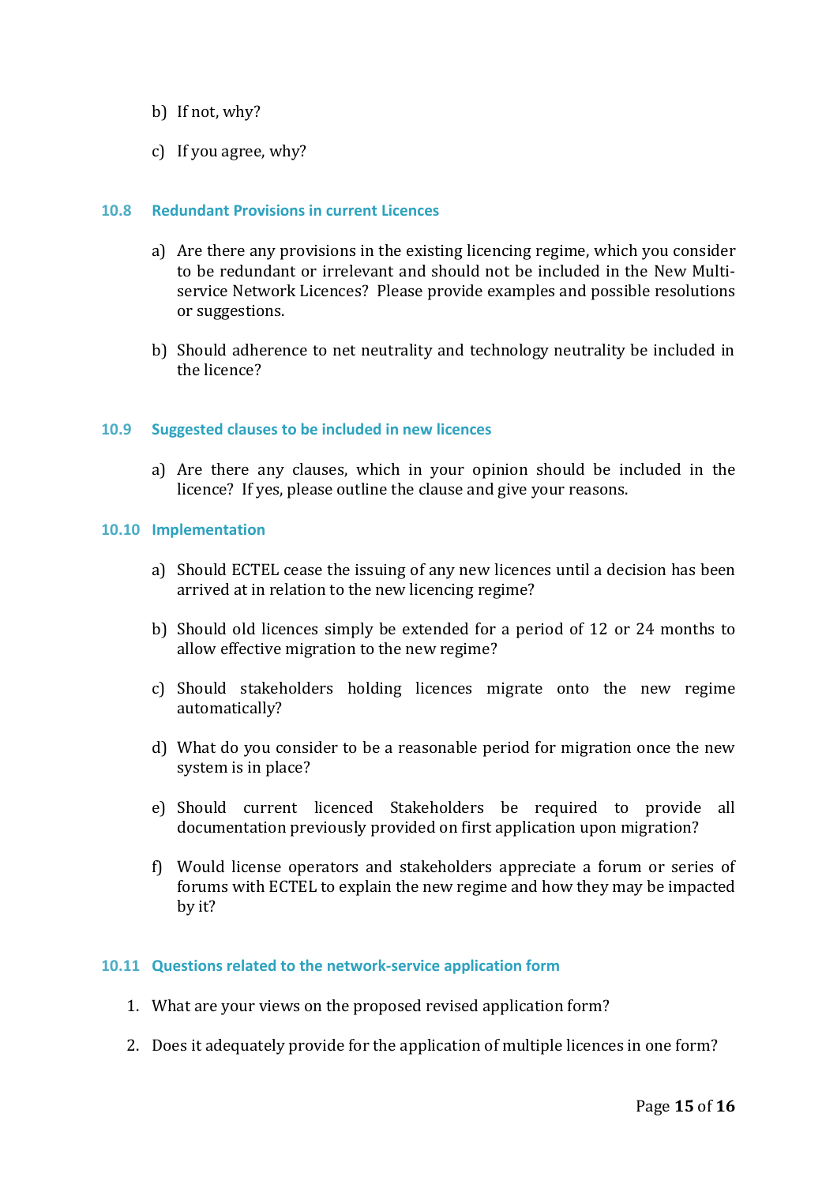b) If not, why?

c) If you agree, why?

### 10.8 Redundant Provisions in current Licences

a) Are there any provisions in the existing licencing regime, which you consider to be redundant or irrelevant and should not be included in the New Multi-service Network Licences? Please provide examples and possible resolutions or suggestions.

b) Should adherence to net neutrality and technology neutrality be included in the licence?

### 10.9 Suggested clauses to be included in new licences

a) Are there any clauses, which in your opinion should be included in the licence? If yes, please outline the clause and give your reasons.

### 10.10 Implementation

a) Should ECTEL cease the issuing of any new licences until a decision has been arrived at in relation to the new licencing regime?

b) Should old licences simply be extended for a period of 12 or 24 months to allow effective migration to the new regime?

c) Should stakeholders holding licences migrate onto the new regime automatically?

d) What do you consider to be a reasonable period for migration once the new system is in place?

e) Should current licenced Stakeholders be required to provide all documentation previously provided on first application upon migration?

f) Would license operators and stakeholders appreciate a forum or series of forums with ECTEL to explain the new regime and how they may be impacted by it?

### 10.11 Questions related to the network-service application form

1. What are your views on the proposed revised application form?
2. Does it adequately provide for the application of multiple licences in one form?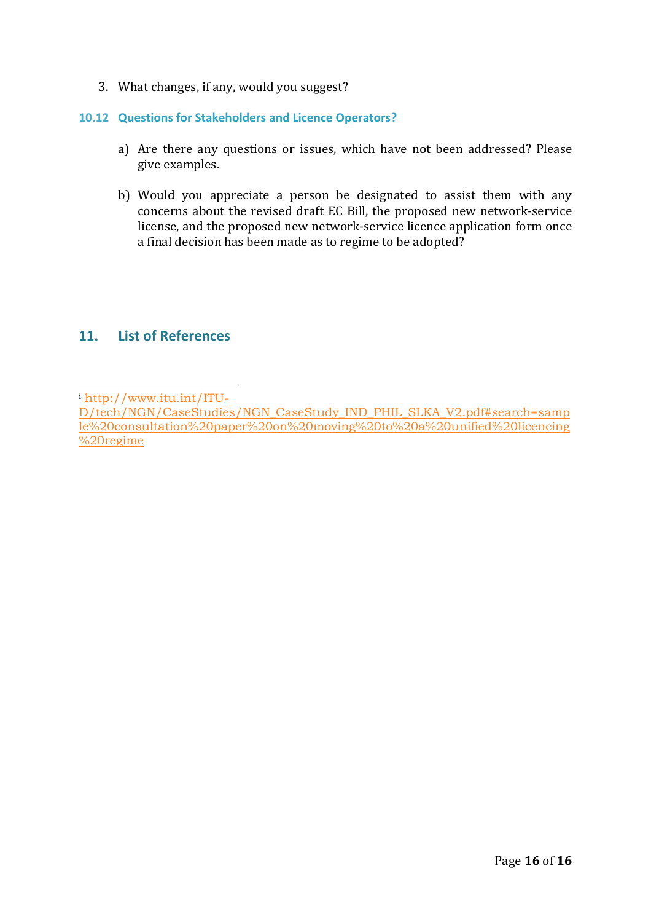3. What changes, if any, would you suggest?

### 10.12 Questions for Stakeholders and Licence Operators?

a) Are there any questions or issues, which have not been addressed? Please give examples.

b) Would you appreciate a person be designated to assist them with any concerns about the revised draft EC Bill, the proposed new network-service license, and the proposed new network-service licence application form once a final decision has been made as to regime to be adopted?

## 11. List of References

---

[i] http://www.itu.int/ITU-D/tech/NGN/CaseStudies/NGN_CaseStudy_IND_PHIL_SLKA_V2.pdf#search=sample%20consultation%20paper%20on%20moving%20to%20a%20unified%20licencing%20regime